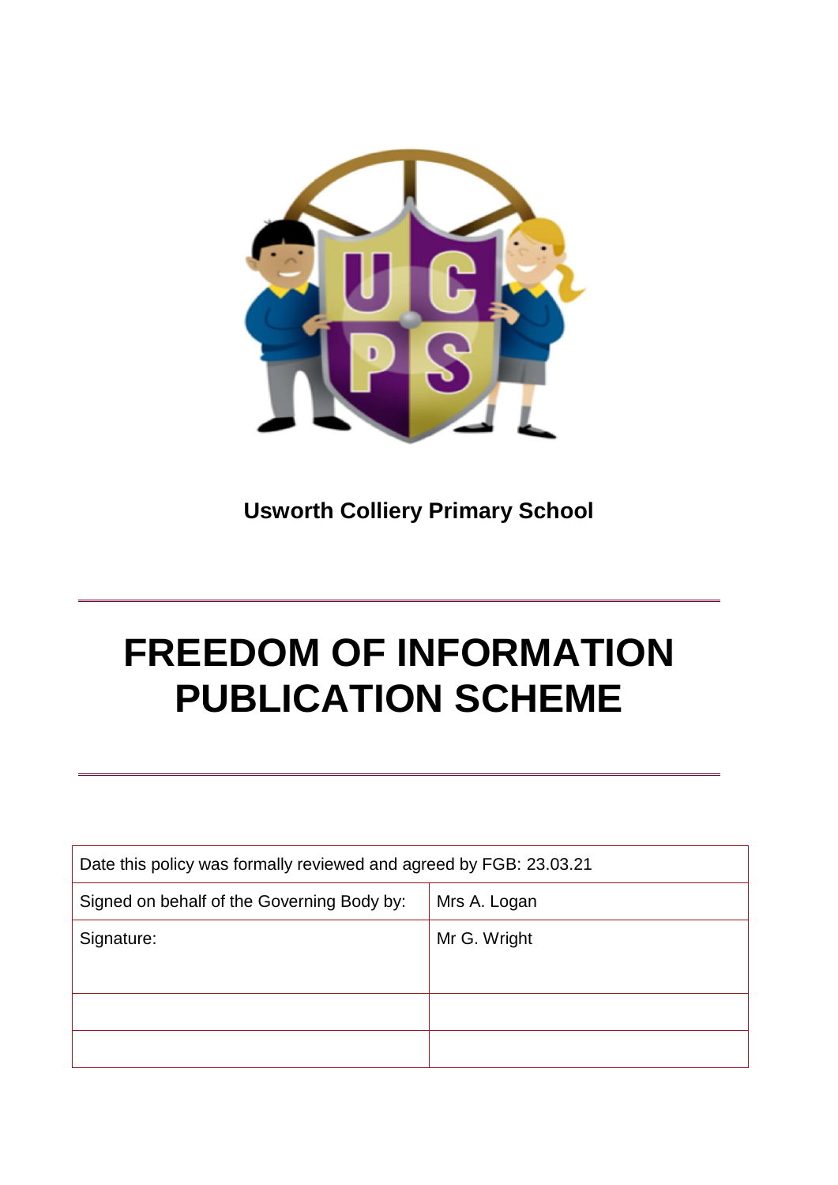**Usworth Colliery Primary School**

---

# FREEDOM OF INFORMATION PUBLICATION SCHEME

---

| Date this policy was formally reviewed and agreed by FGB: 23.03.21 | |
|---|---|
| Signed on behalf of the Governing Body by: | Mrs A. Logan |
| Signature: | Mr G. Wright |
| | |
| | |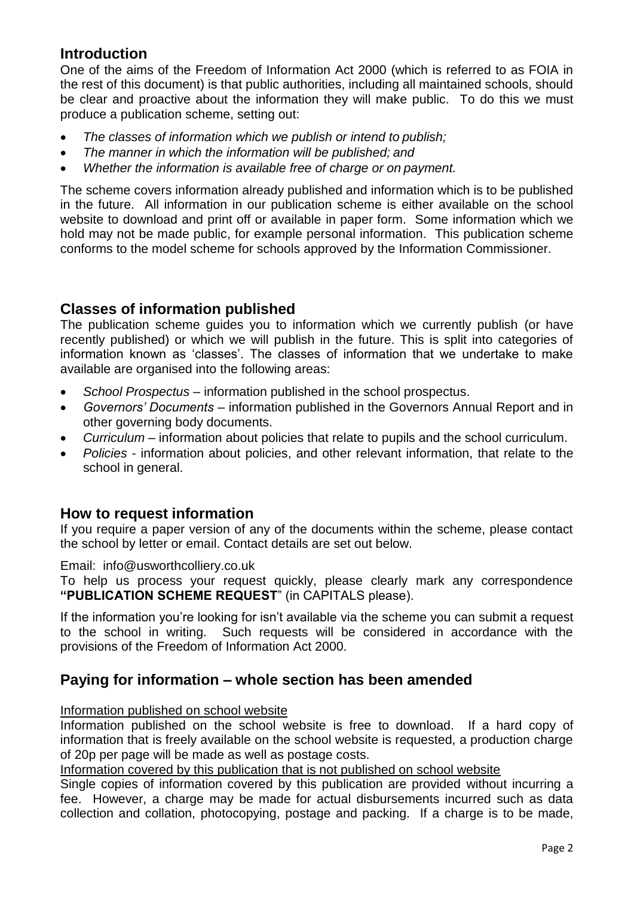## Introduction

One of the aims of the Freedom of Information Act 2000 (which is referred to as FOIA in the rest of this document) is that public authorities, including all maintained schools, should be clear and proactive about the information they will make public. To do this we must produce a publication scheme, setting out:

- *The classes of information which we publish or intend to publish;*
- *The manner in which the information will be published; and*
- *Whether the information is available free of charge or on payment.*

The scheme covers information already published and information which is to be published in the future. All information in our publication scheme is either available on the school website to download and print off or available in paper form. Some information which we hold may not be made public, for example personal information. This publication scheme conforms to the model scheme for schools approved by the Information Commissioner.

## Classes of information published

The publication scheme guides you to information which we currently publish (or have recently published) or which we will publish in the future. This is split into categories of information known as 'classes'. The classes of information that we undertake to make available are organised into the following areas:

- *School Prospectus* – information published in the school prospectus.
- *Governors' Documents* – information published in the Governors Annual Report and in other governing body documents.
- *Curriculum* – information about policies that relate to pupils and the school curriculum.
- *Policies* - information about policies, and other relevant information, that relate to the school in general.

## How to request information

If you require a paper version of any of the documents within the scheme, please contact the school by letter or email. Contact details are set out below.

Email: info@usworthcolliery.co.uk

To help us process your request quickly, please clearly mark any correspondence **"PUBLICATION SCHEME REQUEST**" (in CAPITALS please).

If the information you're looking for isn't available via the scheme you can submit a request to the school in writing. Such requests will be considered in accordance with the provisions of the Freedom of Information Act 2000.

## Paying for information – whole section has been amended

<u>Information published on school website</u>

Information published on the school website is free to download. If a hard copy of information that is freely available on the school website is requested, a production charge of 20p per page will be made as well as postage costs.

<u>Information covered by this publication that is not published on school website</u>

Single copies of information covered by this publication are provided without incurring a fee. However, a charge may be made for actual disbursements incurred such as data collection and collation, photocopying, postage and packing. If a charge is to be made,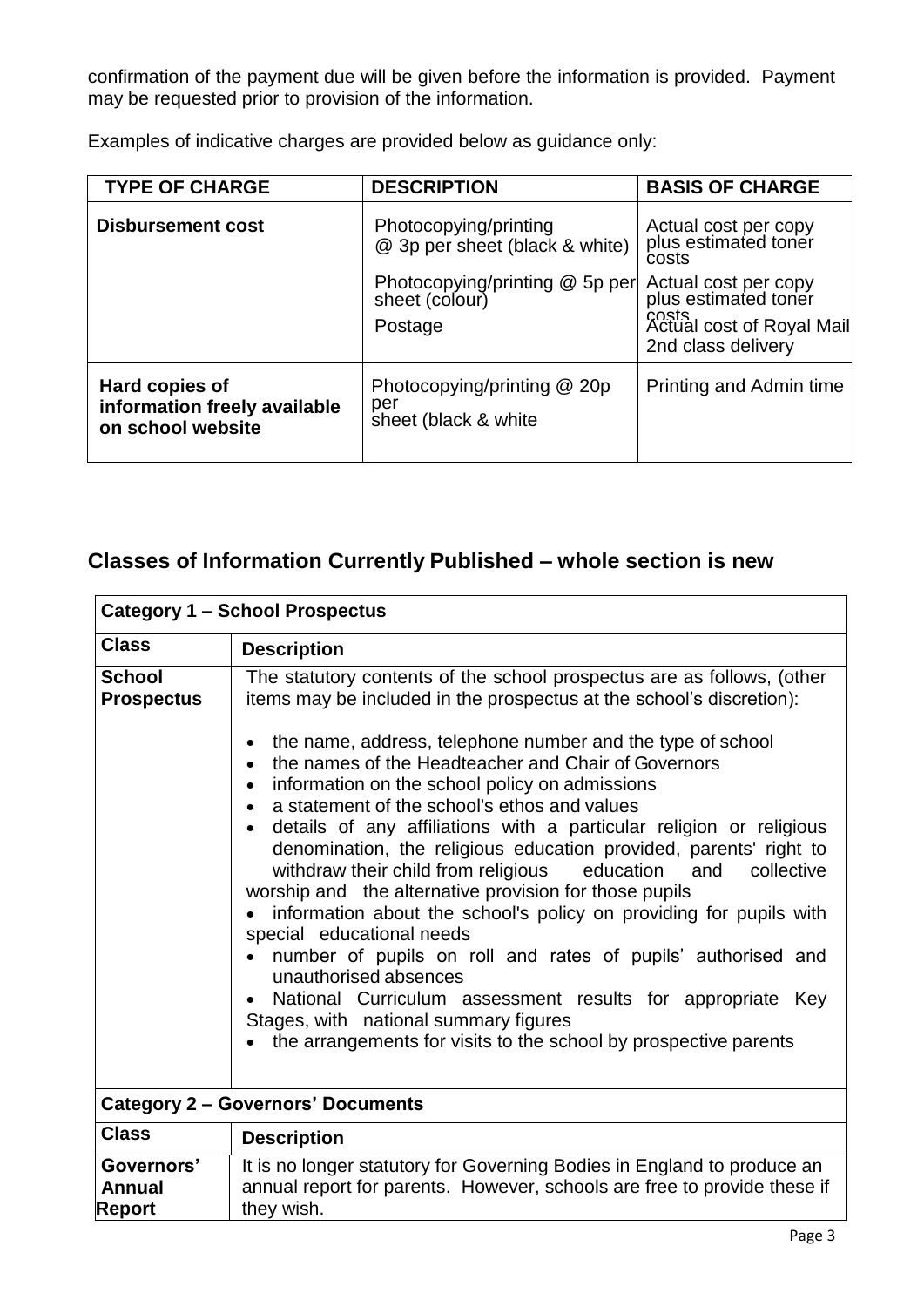confirmation of the payment due will be given before the information is provided. Payment may be requested prior to provision of the information.

Examples of indicative charges are provided below as guidance only:

| TYPE OF CHARGE | DESCRIPTION | BASIS OF CHARGE |
|---|---|---|
| **Disbursement cost** | Photocopying/printing @ 3p per sheet (black & white) | Actual cost per copy plus estimated toner costs |
| | Photocopying/printing @ 5p per sheet (colour) | Actual cost per copy plus estimated toner costs |
| | Postage | Actual cost of Royal Mail 2nd class delivery |
| **Hard copies of information freely available on school website** | Photocopying/printing @ 20p per sheet (black & white | Printing and Admin time |

## Classes of Information Currently Published – whole section is new

| **Category 1 – School Prospectus** | |
|---|---|
| **Class** | **Description** |
| **School Prospectus** | The statutory contents of the school prospectus are as follows, (other items may be included in the prospectus at the school's discretion):<br><br>• the name, address, telephone number and the type of school<br>• the names of the Headteacher and Chair of Governors<br>• information on the school policy on admissions<br>• a statement of the school's ethos and values<br>• details of any affiliations with a particular religion or religious denomination, the religious education provided, parents' right to withdraw their child from religious education and collective worship and the alternative provision for those pupils<br>• information about the school's policy on providing for pupils with special educational needs<br>• number of pupils on roll and rates of pupils' authorised and unauthorised absences<br>• National Curriculum assessment results for appropriate Key Stages, with national summary figures<br>• the arrangements for visits to the school by prospective parents |

| **Category 2 – Governors' Documents** | |
|---|---|
| **Class** | **Description** |
| **Governors' Annual Report** | It is no longer statutory for Governing Bodies in England to produce an annual report for parents. However, schools are free to provide these if they wish. |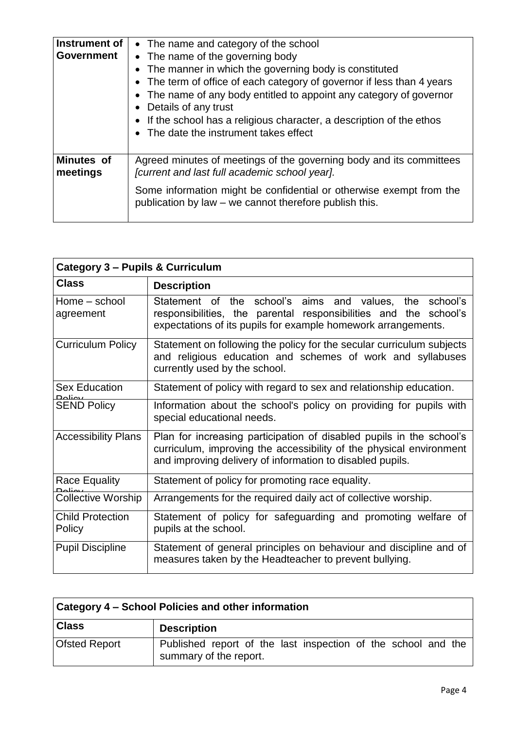| | |
|---|---|
| **Instrument of Government** | • The name and category of the school<br>• The name of the governing body<br>• The manner in which the governing body is constituted<br>• The term of office of each category of governor if less than 4 years<br>• The name of any body entitled to appoint any category of governor<br>• Details of any trust<br>• If the school has a religious character, a description of the ethos<br>• The date the instrument takes effect |
| **Minutes of meetings** | Agreed minutes of meetings of the governing body and its committees *[current and last full academic school year].*<br><br>Some information might be confidential or otherwise exempt from the publication by law – we cannot therefore publish this. |

| **Category 3 – Pupils & Curriculum** | |
|---|---|
| **Class** | **Description** |
| Home – school agreement | Statement of the school's aims and values, the school's responsibilities, the parental responsibilities and the school's expectations of its pupils for example homework arrangements. |
| Curriculum Policy | Statement on following the policy for the secular curriculum subjects and religious education and schemes of work and syllabuses currently used by the school. |
| Sex Education Policy | Statement of policy with regard to sex and relationship education. |
| SEND Policy | Information about the school's policy on providing for pupils with special educational needs. |
| Accessibility Plans | Plan for increasing participation of disabled pupils in the school's curriculum, improving the accessibility of the physical environment and improving delivery of information to disabled pupils. |
| Race Equality Policy | Statement of policy for promoting race equality. |
| Collective Worship | Arrangements for the required daily act of collective worship. |
| Child Protection Policy | Statement of policy for safeguarding and promoting welfare of pupils at the school. |
| Pupil Discipline | Statement of general principles on behaviour and discipline and of measures taken by the Headteacher to prevent bullying. |

| **Category 4 – School Policies and other information** | |
|---|---|
| **Class** | **Description** |
| Ofsted Report | Published report of the last inspection of the school and the summary of the report. |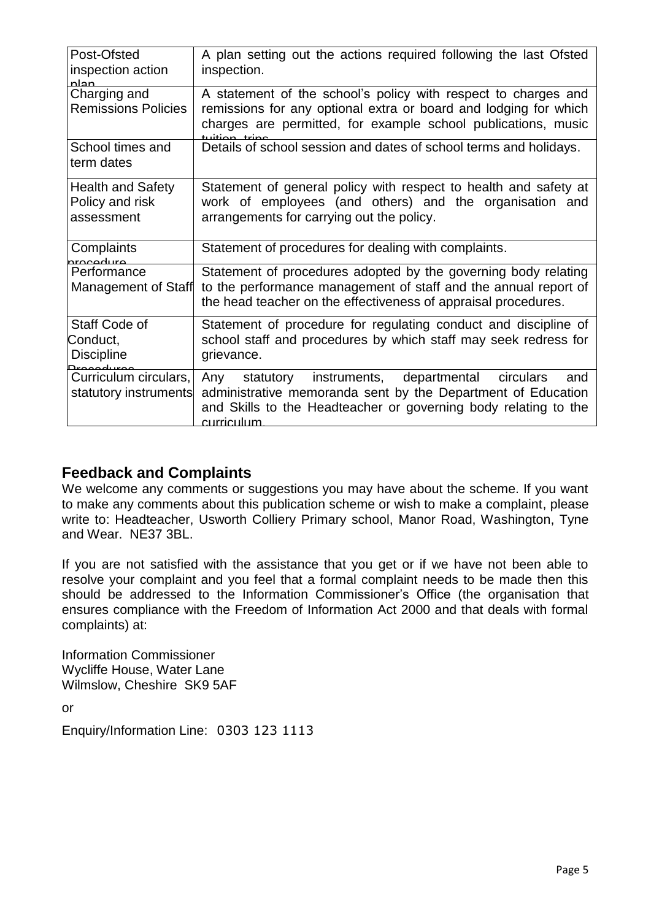| | |
|---|---|
| Post-Ofsted inspection action plan | A plan setting out the actions required following the last Ofsted inspection. |
| Charging and Remissions Policies | A statement of the school's policy with respect to charges and remissions for any optional extra or board and lodging for which charges are permitted, for example school publications, music tuition, trips |
| School times and term dates | Details of school session and dates of school terms and holidays. |
| Health and Safety Policy and risk assessment | Statement of general policy with respect to health and safety at work of employees (and others) and the organisation and arrangements for carrying out the policy. |
| Complaints procedure | Statement of procedures for dealing with complaints. |
| Performance Management of Staff | Statement of procedures adopted by the governing body relating to the performance management of staff and the annual report of the head teacher on the effectiveness of appraisal procedures. |
| Staff Code of Conduct, Discipline Procedures | Statement of procedure for regulating conduct and discipline of school staff and procedures by which staff may seek redress for grievance. |
| Curriculum circulars, statutory instruments | Any statutory instruments, departmental circulars and administrative memoranda sent by the Department of Education and Skills to the Headteacher or governing body relating to the curriculum. |

## Feedback and Complaints

We welcome any comments or suggestions you may have about the scheme. If you want to make any comments about this publication scheme or wish to make a complaint, please write to: Headteacher, Usworth Colliery Primary school, Manor Road, Washington, Tyne and Wear. NE37 3BL.

If you are not satisfied with the assistance that you get or if we have not been able to resolve your complaint and you feel that a formal complaint needs to be made then this should be addressed to the Information Commissioner's Office (the organisation that ensures compliance with the Freedom of Information Act 2000 and that deals with formal complaints) at:

Information Commissioner
Wycliffe House, Water Lane
Wilmslow, Cheshire SK9 5AF

or

Enquiry/Information Line: 0303 123 1113